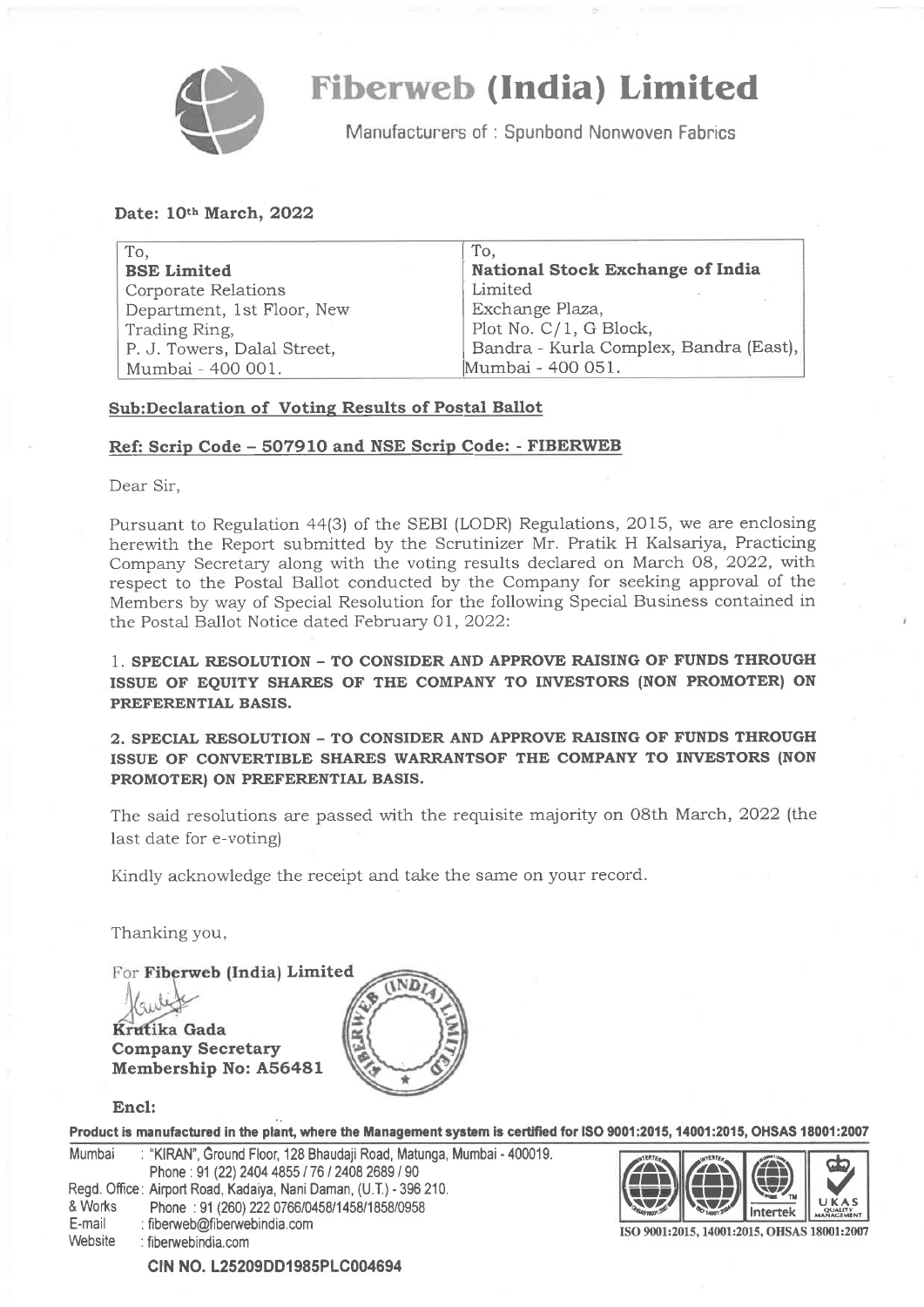# Fiberweb (India) Limited

Manufacturers of : Spunbond Nonwoven Fabrics

**Date: 10th March, 2022**

| To, | To, |
|---|---|
| **BSE Limited** | **National Stock Exchange of India** |
| Corporate Relations | Limited |
| Department, 1st Floor, New | Exchange Plaza, |
| Trading Ring, | Plot No. C/1, G Block, |
| P. J. Towers, Dalal Street, | Bandra - Kurla Complex, Bandra (East), |
| Mumbai - 400 001. | Mumbai - 400 051. |

**Sub:Declaration of Voting Results of Postal Ballot**

**Ref: Scrip Code – 507910 and NSE Scrip Code: - FIBERWEB**

Dear Sir,

Pursuant to Regulation 44(3) of the SEBI (LODR) Regulations, 2015, we are enclosing herewith the Report submitted by the Scrutinizer Mr. Pratik H Kalsariya, Practicing Company Secretary along with the voting results declared on March 08, 2022, with respect to the Postal Ballot conducted by the Company for seeking approval of the Members by way of Special Resolution for the following Special Business contained in the Postal Ballot Notice dated February 01, 2022:

1. **SPECIAL RESOLUTION – TO CONSIDER AND APPROVE RAISING OF FUNDS THROUGH ISSUE OF EQUITY SHARES OF THE COMPANY TO INVESTORS (NON PROMOTER) ON PREFERENTIAL BASIS.**

2. **SPECIAL RESOLUTION – TO CONSIDER AND APPROVE RAISING OF FUNDS THROUGH ISSUE OF CONVERTIBLE SHARES WARRANTSOF THE COMPANY TO INVESTORS (NON PROMOTER) ON PREFERENTIAL BASIS.**

The said resolutions are passed with the requisite majority on 08th March, 2022 (the last date for e-voting)

Kindly acknowledge the receipt and take the same on your record.

Thanking you,

For **Fiberweb (India) Limited**

**Krutika Gada**
**Company Secretary**
**Membership No: A56481**

**Encl:**

**Product is manufactured in the plant, where the Management system is certified for ISO 9001:2015, 14001:2015, OHSAS 18001:2007**

Mumbai : "KIRAN", Ground Floor, 128 Bhaudaji Road, Matunga, Mumbai - 400019.
Phone : 91 (22) 2404 4855 / 76 / 2408 2689 / 90
Regd. Office & Works : Airport Road, Kadaiya, Nani Daman, (U.T.) - 396 210.
Phone : 91 (260) 222 0766/0458/1458/1858/0958
E-mail : fiberweb@fiberwebindia.com
Website : fiberwebindia.com

ISO 9001:2015, 14001:2015, OHSAS 18001:2007

**CIN NO. L25209DD1985PLC004694**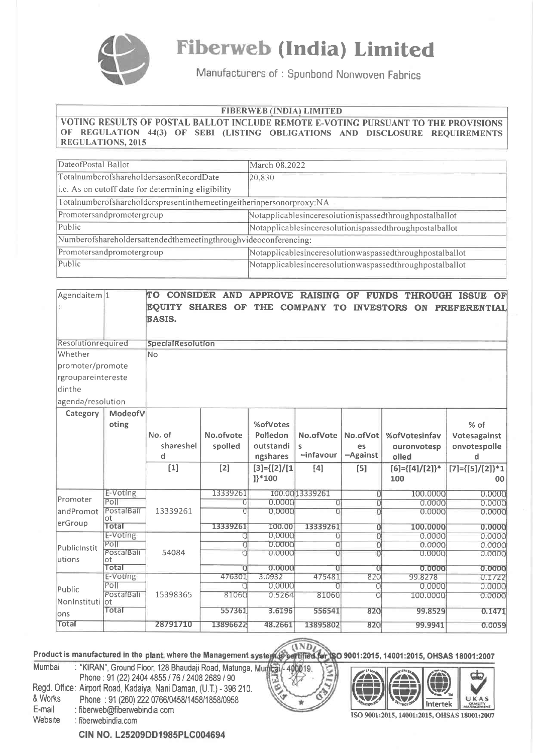# Fiberweb (India) Limited

Manufacturers of : Spunbond Nonwoven Fabrics

**FIBERWEB (INDIA) LIMITED**

**VOTING RESULTS OF POSTAL BALLOT INCLUDE REMOTE E-VOTING PURSUANT TO THE PROVISIONS OF REGULATION 44(3) OF SEBI (LISTING OBLIGATIONS AND DISCLOSURE REQUIREMENTS REGULATIONS, 2015**

| DateofPostal Ballot | March 08,2022 |
|---|---|
| TotalnumberofshareholdersasonRecordDate i.e. As on cutoff date for determining eligibility | 20,830 |
| Totalnumberofshareholderspresentinthemeetingeitherinpersonorproxy:NA | |
| Promotersandpromotergroup | Notapplicablesinceresolutionispassedthroughpostalballot |
| Public | Notapplicablesinceresolutionispassedthroughpostalballot |
| Numberofshareholdersattendedthemeetingthroughvideoconferencing: | |
| Promotersandpromotergroup | Notapplicablesinceresolutionwaspassedthroughpostalballot |
| Public | Notapplicablesinceresolutionwaspassedthroughpostalballot |

| Agendaitem : | 1 | **TO CONSIDER AND APPROVE RAISING OF FUNDS THROUGH ISSUE OF EQUITY SHARES OF THE COMPANY TO INVESTORS ON PREFERENTIAL BASIS.** | | | | | | |
|---|---|---|---|---|---|---|---|---|
| Resolutionrequired | | SpecialResolution | | | | | | |
| Whether promoter/promoterg roupareinterested inthe agenda/resolution | | No | | | | | | |
| **Category** | **ModeofVoting** | No. of shareshel d | No.ofvote spolled | %ofVotes Polledon outstandi ngshares | No.ofVote s –infavour | No.ofVot es –Against | %ofVotesinfav ouronvotesp olled | % of Votesagainst onvotespolle d |
| | | [1] | [2] | [3]={[2]/[1]}*100 | [4] | [5] | [6]={[4]/[2]}*100 | [7]={[5]/[2]}*100 |
| PromoterandPromoterGroup | E-Voting | 13339261 | 13339261 | 100.00 | 13339261 | 0 | 100.0000 | 0.0000 |
| | Poll | | 0 | 0.0000 | 0 | 0 | 0.0000 | 0.0000 |
| | PostalBallot | | 0 | 0.0000 | 0 | 0 | 0.0000 | 0.0000 |
| | Total | | 13339261 | 100.00 | 13339261 | 0 | 100.0000 | 0.0000 |
| PublicInstitutions | E-Voting | 54084 | 0 | 0.0000 | 0 | 0 | 0.0000 | 0.0000 |
| | Poll | | 0 | 0.0000 | 0 | 0 | 0.0000 | 0.0000 |
| | PostalBallot | | 0 | 0.0000 | 0 | 0 | 0.0000 | 0.0000 |
| | Total | | 0 | 0.0000 | 0 | 0 | 0.0000 | 0.0000 |
| Public NonInstitutions | E-Voting | 15398365 | 476301 | 3.0932 | 475481 | 820 | 99.8278 | 0.1722 |
| | Poll | | 0 | 0.0000 | 0 | 0 | 0.0000 | 0.0000 |
| | PostalBallot | | 81060 | 0.5264 | 81060 | 0 | 100.0000 | 0.0000 |
| | Total | | 557361 | 3.6196 | 556541 | 820 | 99.8529 | 0.1471 |
| **Total** | | 28791710 | 13896622 | 48.2661 | 13895802 | 820 | 99.9941 | 0.0059 |

**Product is manufactured in the plant, where the Management system is certified for ISO 9001:2015, 14001:2015, OHSAS 18001:2007**

Mumbai : "KIRAN", Ground Floor, 128 Bhaudaji Road, Matunga, Mumbai - 400019.
Phone : 91 (22) 2404 4855 / 76 / 2408 2689 / 90

Regd. Office & Works : Airport Road, Kadaiya, Nani Daman, (U.T.) - 396 210.
Phone : 91 (260) 222 0766/0458/1458/1858/0958

E-mail : fiberweb@fiberwebindia.com

Website : fiberwebindia.com

ISO 9001:2015, 14001:2015, OHSAS 18001:2007

**CIN NO. L25209DD1985PLC004694**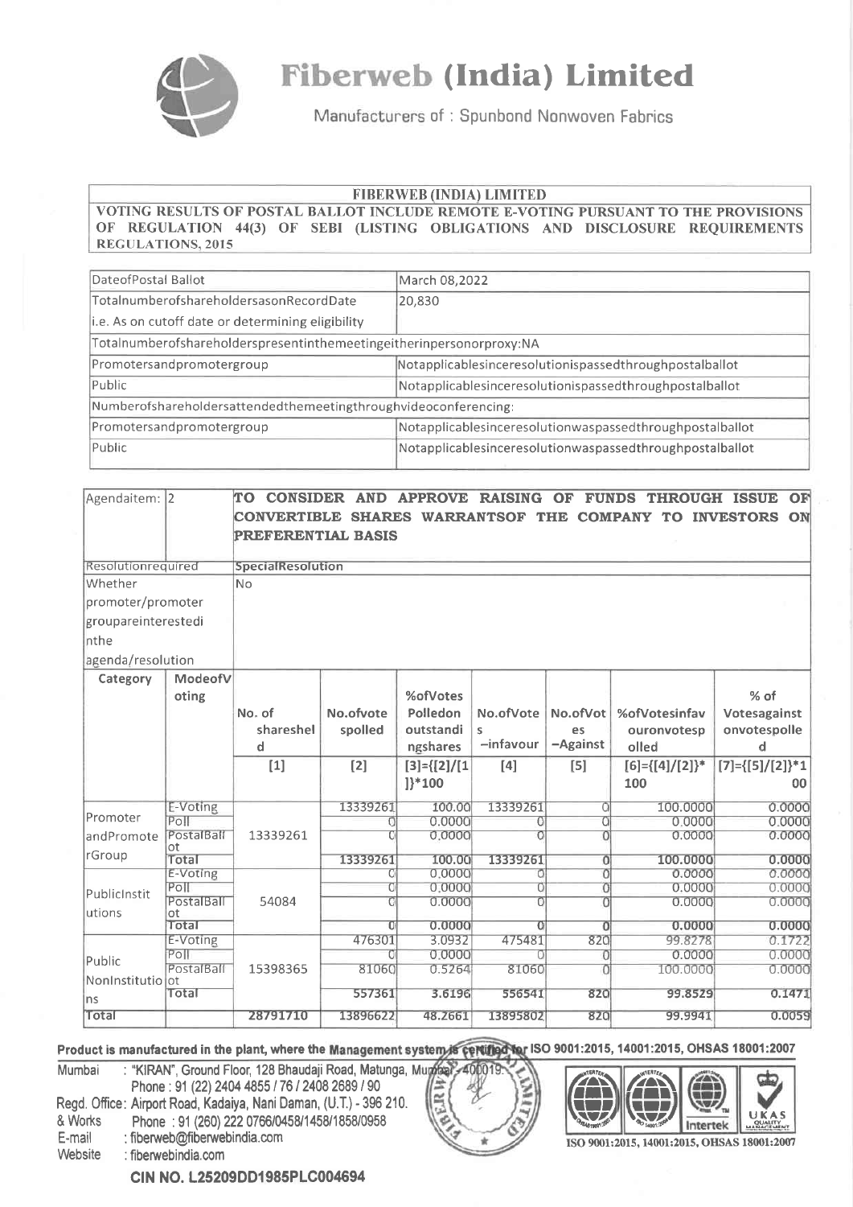# Fiberweb (India) Limited

Manufacturers of : Spunbond Nonwoven Fabrics

**FIBERWEB (INDIA) LIMITED**

**VOTING RESULTS OF POSTAL BALLOT INCLUDE REMOTE E-VOTING PURSUANT TO THE PROVISIONS OF REGULATION 44(3) OF SEBI (LISTING OBLIGATIONS AND DISCLOSURE REQUIREMENTS REGULATIONS, 2015**

| | |
|---|---|
| DateofPostal Ballot | March 08,2022 |
| TotalnumberofshareholdersasonRecordDate i.e. As on cutoff date or determining eligibility | 20,830 |
| Totalnumberofshareholderspresentinthemeetingeitherinpersonorproxy:NA | |
| Promotersandpromotergroup | Notapplicablesinceresolutionispassedthroughpostalballot |
| Public | Notapplicablesinceresolutionispassedthroughpostalballot |
| Numberofshareholdersattendedthemeetingthroughvideoconferencing: | |
| Promotersandpromotergroup | Notapplicablesinceresolutionwaspassedthroughpostalballot |
| Public | Notapplicablesinceresolutionwaspassedthroughpostalballot |

| Agendaitem: | 2 | TO CONSIDER AND APPROVE RAISING OF FUNDS THROUGH ISSUE OF CONVERTIBLE SHARES WARRANTSOF THE COMPANY TO INVESTORS ON PREFERENTIAL BASIS | | | | | | |
|---|---|---|---|---|---|---|---|---|
| Resolutionrequired | | SpecialResolution | | | | | | |
| Whether promoter/promoter groupareinterestedi nthe agenda/resolution | | No | | | | | | |
| Category | ModeofVoting | No. of sharesheld | No.ofvotespolled | %ofVotes Polledon outstandingshares | No.ofVotes –infavour | No.ofVotes –Against | %ofVotesinfavouronvotespolled | % of Votesagainst onvotespolled |
| | | [1] | [2] | [3]={[2]/[1]}*100 | [4] | [5] | [6]={[4]/[2]}*100 | [7]={[5]/[2]}*100 |
| Promoter andPromoterGroup | E-Voting | 13339261 | 13339261 | 100.00 | 13339261 | 0 | 100.0000 | 0.0000 |
| | Poll | | 0 | 0.0000 | 0 | 0 | 0.0000 | 0.0000 |
| | PostalBallot | | 0 | 0.0000 | 0 | 0 | 0.0000 | 0.0000 |
| | Total | | 13339261 | 100.00 | 13339261 | 0 | 100.0000 | 0.0000 |
| PublicInstitutions | E-Voting | 54084 | 0 | 0.0000 | 0 | 0 | 0.0000 | 0.0000 |
| | Poll | | 0 | 0.0000 | 0 | 0 | 0.0000 | 0.0000 |
| | PostalBallot | | 0 | 0.0000 | 0 | 0 | 0.0000 | 0.0000 |
| | Total | | 0 | 0.0000 | 0 | 0 | 0.0000 | 0.0000 |
| Public NonInstitutions | E-Voting | 15398365 | 476301 | 3.0932 | 475481 | 820 | 99.8278 | 0.1722 |
| | Poll | | 0 | 0.0000 | 0 | 0 | 0.0000 | 0.0000 |
| | PostalBallot | | 81060 | 0.5264 | 81060 | 0 | 100.0000 | 0.0000 |
| | Total | | 557361 | 3.6196 | 556541 | 820 | 99.8529 | 0.1471 |
| Total | | 28791710 | 13896622 | 48.2661 | 13895802 | 820 | 99.9941 | 0.0059 |

**Product is manufactured in the plant, where the Management system is certified for ISO 9001:2015, 14001:2015, OHSAS 18001:2007**

Mumbai : "KIRAN", Ground Floor, 128 Bhaudaji Road, Matunga, Mumbai - 400019.
Phone : 91 (22) 2404 4855 / 76 / 2408 2689 / 90

Regd. Office & Works : Airport Road, Kadaiya, Nani Daman, (U.T.) - 396 210.
Phone : 91 (260) 222 0766/0458/1458/1858/0958

E-mail : fiberweb@fiberwebindia.com

Website : fiberwebindia.com

ISO 9001:2015, 14001:2015, OHSAS 18001:2007

**CIN NO. L25209DD1985PLC004694**